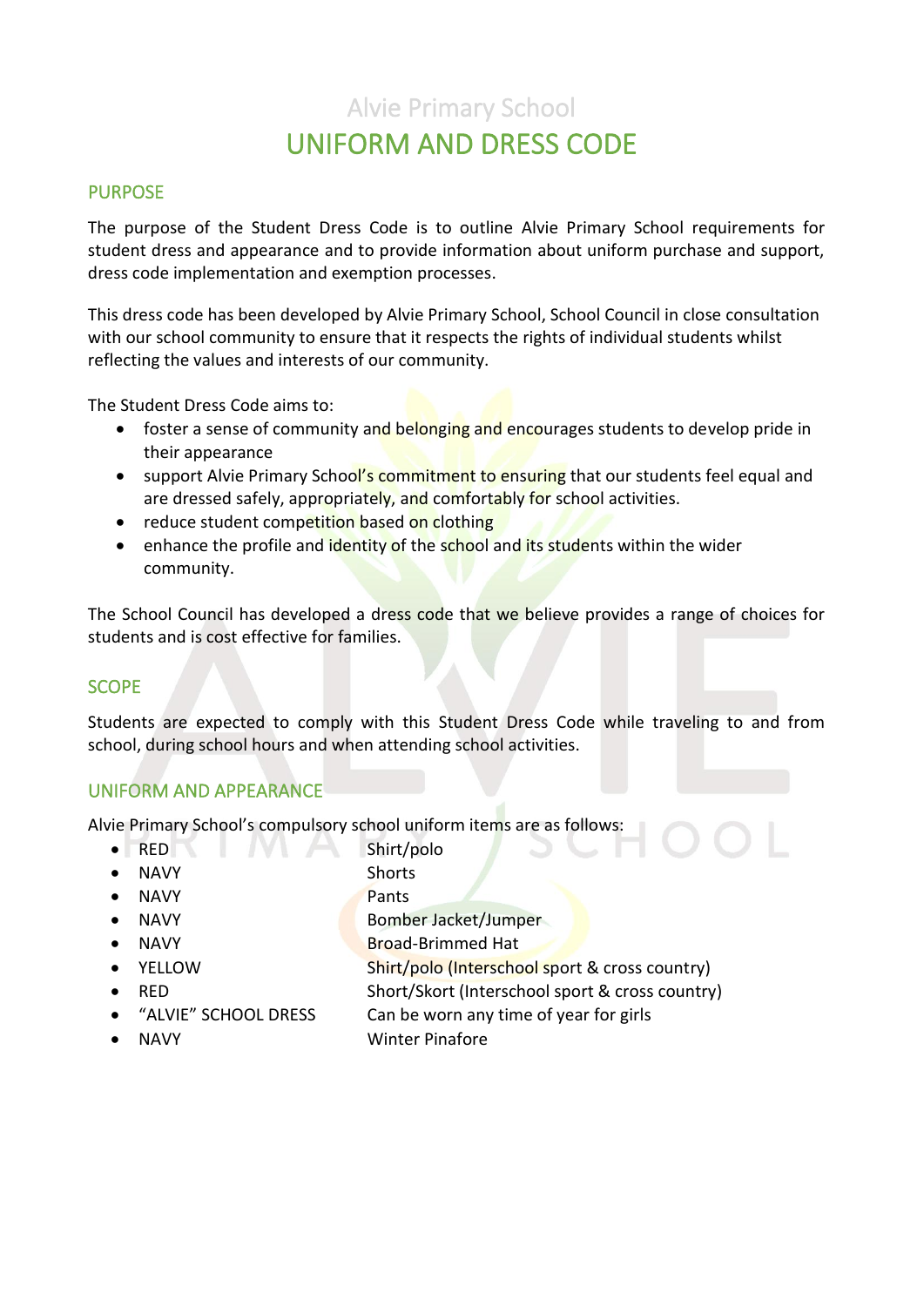# Alvie Primary School

# UNIFORM AND DRESS CODE

## PURPOSE

The purpose of the Student Dress Code is to outline Alvie Primary School requirements for student dress and appearance and to provide information about uniform purchase and support, dress code implementation and exemption processes.

This dress code has been developed by Alvie Primary School, School Council in close consultation with our school community to ensure that it respects the rights of individual students whilst reflecting the values and interests of our community.

The Student Dress Code aims to:

- foster a sense of community and belonging and encourages students to develop pride in their appearance
- support Alvie Primary School's commitment to ensuring that our students feel equal and are dressed safely, appropriately, and comfortably for school activities.
- reduce student competition based on clothing
- enhance the profile and identity of the school and its students within the wider community.

The School Council has developed a dress code that we believe provides a range of choices for students and is cost effective for families.

## SCOPE

Students are expected to comply with this Student Dress Code while traveling to and from school, during school hours and when attending school activities.

## UNIFORM AND APPEARANCE

Alvie Primary School's compulsory school uniform items are as follows:

- RED — Shirt/polo
- NAVY — Shorts
- NAVY — Pants
- NAVY — Bomber Jacket/Jumper
- NAVY — Broad-Brimmed Hat
- YELLOW — Shirt/polo (Interschool sport & cross country)
- RED — Short/Skort (Interschool sport & cross country)
- "ALVIE" SCHOOL DRESS — Can be worn any time of year for girls
- NAVY — Winter Pinafore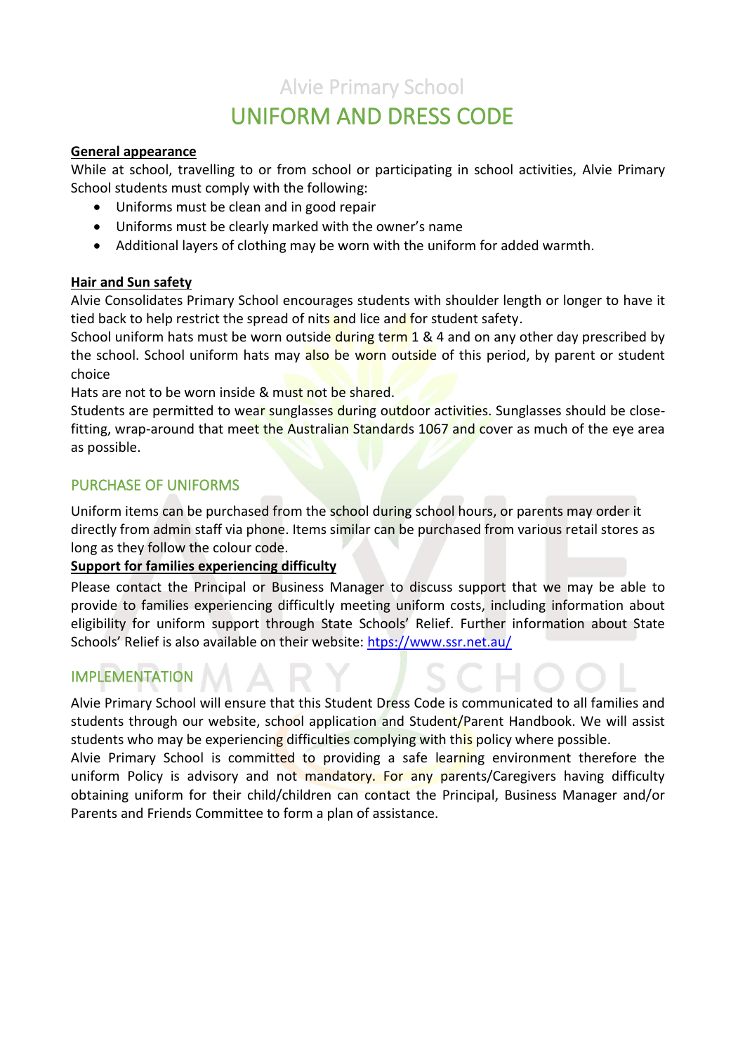Alvie Primary School

# UNIFORM AND DRESS CODE

**General appearance**

While at school, travelling to or from school or participating in school activities, Alvie Primary School students must comply with the following:

- Uniforms must be clean and in good repair
- Uniforms must be clearly marked with the owner's name
- Additional layers of clothing may be worn with the uniform for added warmth.

**Hair and Sun safety**

Alvie Consolidates Primary School encourages students with shoulder length or longer to have it tied back to help restrict the spread of nits and lice and for student safety.

School uniform hats must be worn outside during term 1 & 4 and on any other day prescribed by the school. School uniform hats may also be worn outside of this period, by parent or student choice

Hats are not to be worn inside & must not be shared.

Students are permitted to wear sunglasses during outdoor activities. Sunglasses should be close-fitting, wrap-around that meet the Australian Standards 1067 and cover as much of the eye area as possible.

## PURCHASE OF UNIFORMS

Uniform items can be purchased from the school during school hours, or parents may order it directly from admin staff via phone. Items similar can be purchased from various retail stores as long as they follow the colour code.

**Support for families experiencing difficulty**

Please contact the Principal or Business Manager to discuss support that we may be able to provide to families experiencing difficultly meeting uniform costs, including information about eligibility for uniform support through State Schools' Relief. Further information about State Schools' Relief is also available on their website: [htps://www.ssr.net.au/](htps://www.ssr.net.au/)

## IMPLEMENTATION

Alvie Primary School will ensure that this Student Dress Code is communicated to all families and students through our website, school application and Student/Parent Handbook. We will assist students who may be experiencing difficulties complying with this policy where possible.

Alvie Primary School is committed to providing a safe learning environment therefore the uniform Policy is advisory and not mandatory. For any parents/Caregivers having difficulty obtaining uniform for their child/children can contact the Principal, Business Manager and/or Parents and Friends Committee to form a plan of assistance.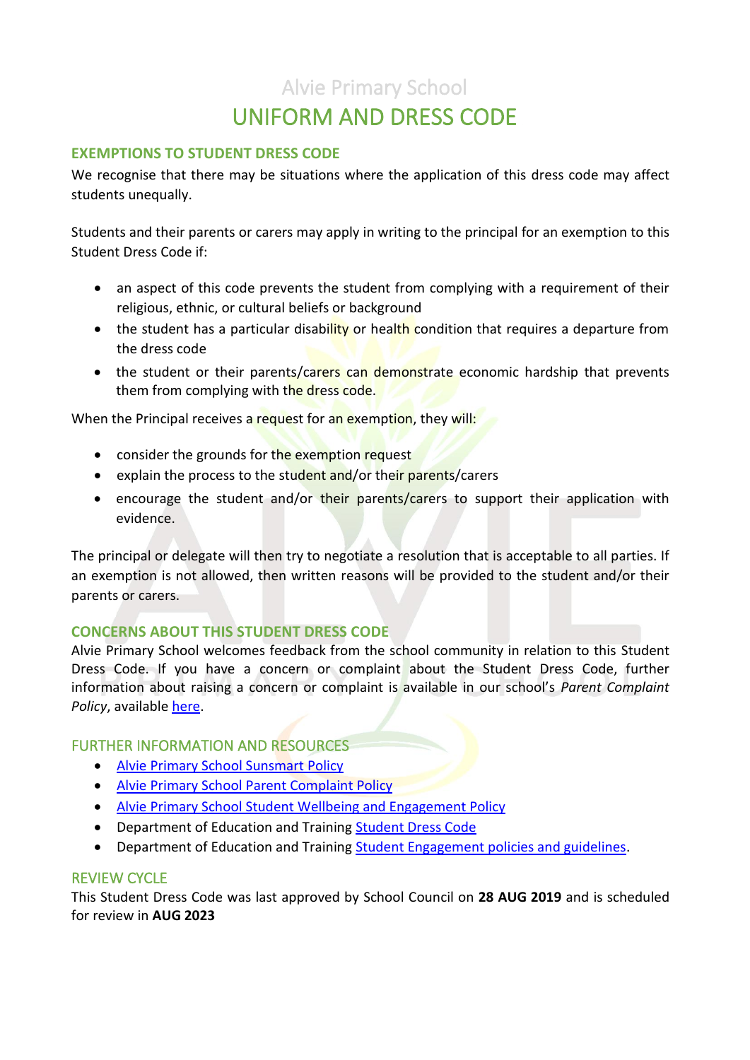Alvie Primary School

# UNIFORM AND DRESS CODE

## EXEMPTIONS TO STUDENT DRESS CODE

We recognise that there may be situations where the application of this dress code may affect students unequally.

Students and their parents or carers may apply in writing to the principal for an exemption to this Student Dress Code if:

- an aspect of this code prevents the student from complying with a requirement of their religious, ethnic, or cultural beliefs or background
- the student has a particular disability or health condition that requires a departure from the dress code
- the student or their parents/carers can demonstrate economic hardship that prevents them from complying with the dress code.

When the Principal receives a request for an exemption, they will:

- consider the grounds for the exemption request
- explain the process to the student and/or their parents/carers
- encourage the student and/or their parents/carers to support their application with evidence.

The principal or delegate will then try to negotiate a resolution that is acceptable to all parties. If an exemption is not allowed, then written reasons will be provided to the student and/or their parents or carers.

## CONCERNS ABOUT THIS STUDENT DRESS CODE

Alvie Primary School welcomes feedback from the school community in relation to this Student Dress Code. If you have a concern or complaint about the Student Dress Code, further information about raising a concern or complaint is available in our school's *Parent Complaint Policy*, available here.

## FURTHER INFORMATION AND RESOURCES

- Alvie Primary School Sunsmart Policy
- Alvie Primary School Parent Complaint Policy
- Alvie Primary School Student Wellbeing and Engagement Policy
- Department of Education and Training Student Dress Code
- Department of Education and Training Student Engagement policies and guidelines.

## REVIEW CYCLE

This Student Dress Code was last approved by School Council on **28 AUG 2019** and is scheduled for review in **AUG 2023**